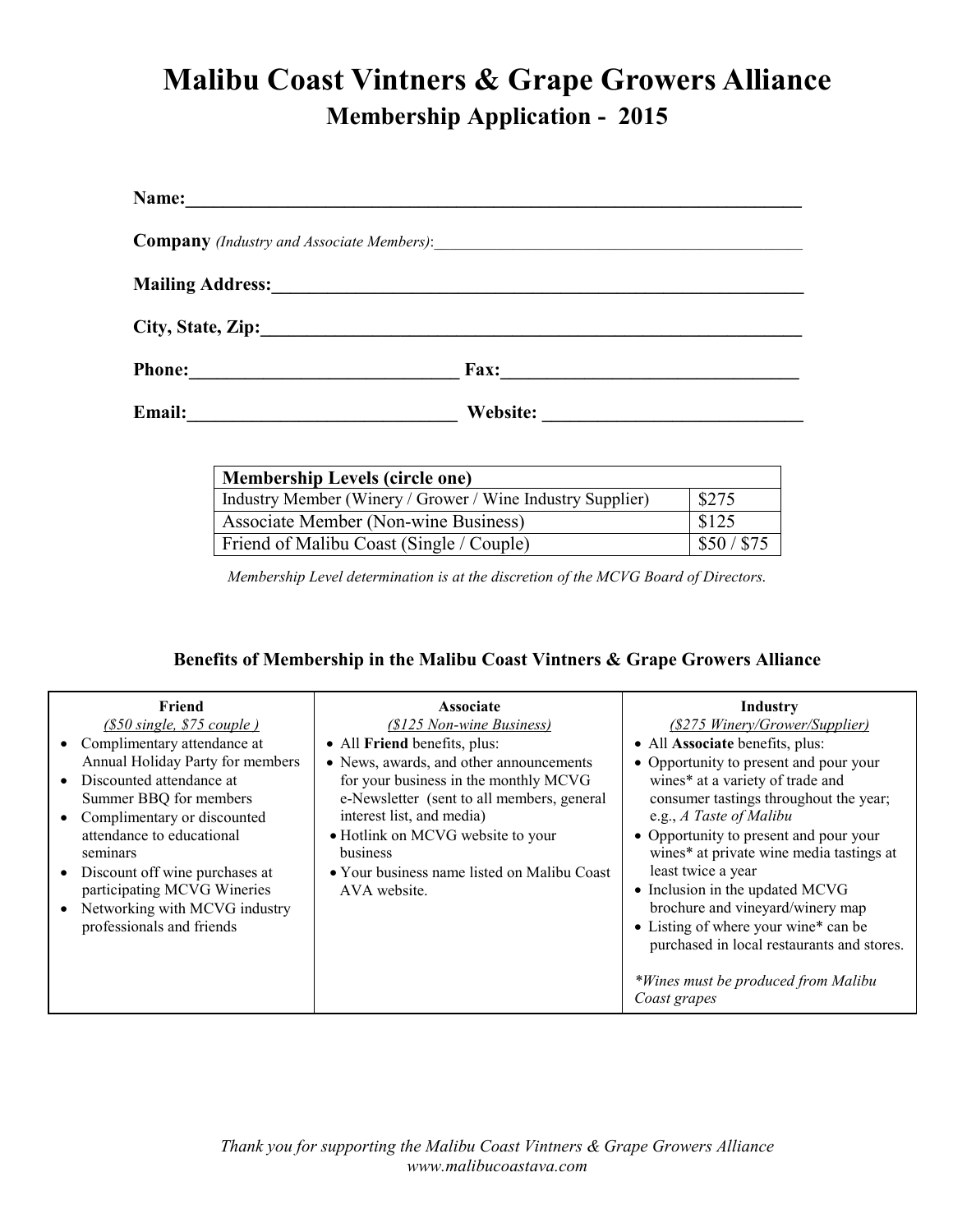# Malibu Coast Vintners & Grape Growers Alliance

## Membership Application - 2015

**Name:**______________________________________________________________

**Company** *(Industry and Associate Members)*:_____________________________________________

**Mailing Address:**_______________________________________________________

**City, State, Zip:**_______________________________________________________

**Phone:**_____________________________ **Fax:**________________________________

**Email:**_____________________________ **Website:** ____________________________

| Membership Levels (circle one) | |
|---|---|
| Industry Member (Winery / Grower / Wine Industry Supplier) | $275 |
| Associate Member (Non-wine Business) | $125 |
| Friend of Malibu Coast (Single / Couple) | $50 / $75 |

*Membership Level determination is at the discretion of the MCVG Board of Directors.*

### Benefits of Membership in the Malibu Coast Vintners & Grape Growers Alliance

| Friend | Associate | Industry |
|---|---|---|
| *($50 single, $75 couple )* | *($125 Non-wine Business)* | *($275 Winery/Grower/Supplier)* |
| • Complimentary attendance at Annual Holiday Party for members<br>• Discounted attendance at Summer BBQ for members<br>• Complimentary or discounted attendance to educational seminars<br>• Discount off wine purchases at participating MCVG Wineries<br>• Networking with MCVG industry professionals and friends | • All **Friend** benefits, plus:<br>• News, awards, and other announcements for your business in the monthly MCVG e-Newsletter (sent to all members, general interest list, and media)<br>• Hotlink on MCVG website to your business<br>• Your business name listed on Malibu Coast AVA website. | • All **Associate** benefits, plus:<br>• Opportunity to present and pour your wines* at a variety of trade and consumer tastings throughout the year; e.g., *A Taste of Malibu*<br>• Opportunity to present and pour your wines* at private wine media tastings at least twice a year<br>• Inclusion in the updated MCVG brochure and vineyard/winery map<br>• Listing of where your wine* can be purchased in local restaurants and stores.<br><br>**Wines must be produced from Malibu Coast grapes* |

*Thank you for supporting the Malibu Coast Vintners & Grape Growers Alliance*
*www.malibucoastava.com*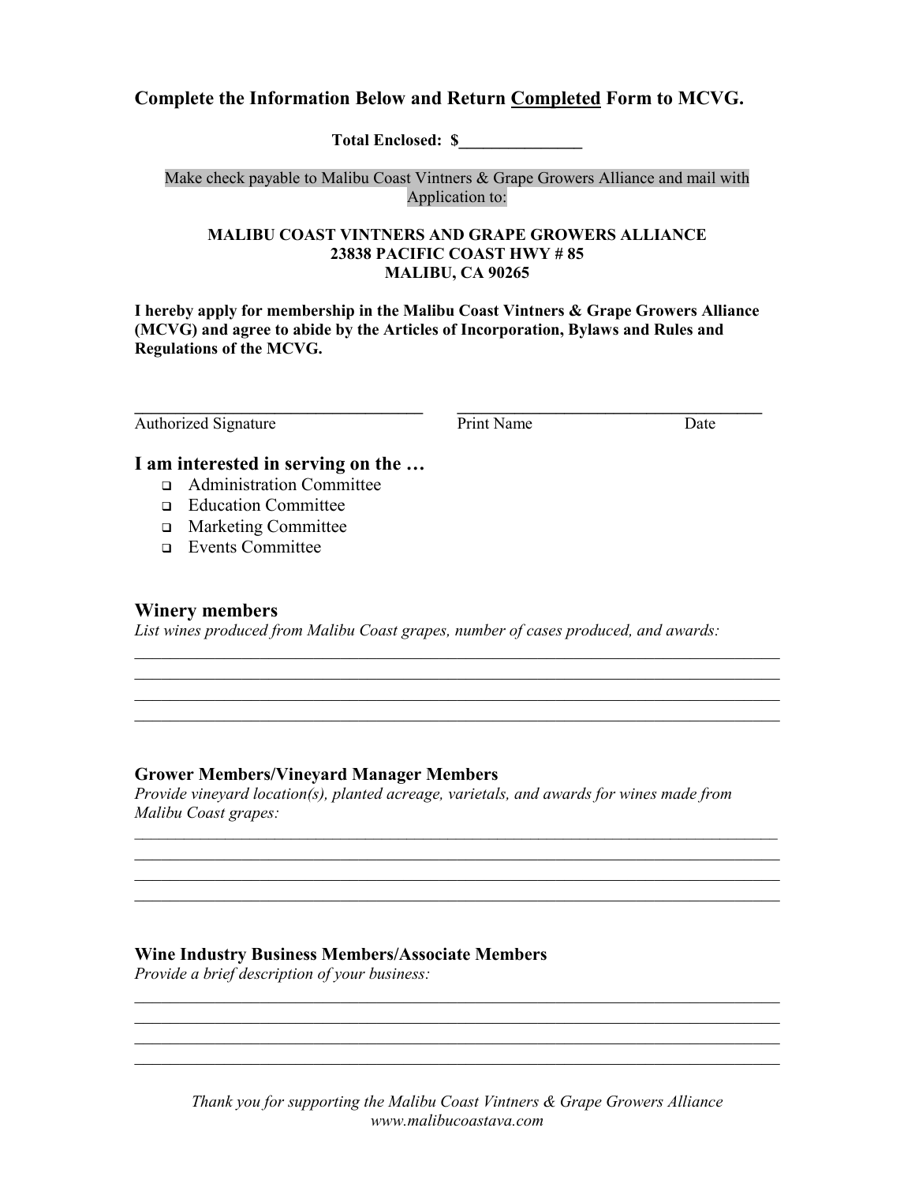## Complete the Information Below and Return <u>Completed</u> Form to MCVG.

**Total Enclosed: $_______________**

Make check payable to Malibu Coast Vintners & Grape Growers Alliance and mail with Application to:

**MALIBU COAST VINTNERS AND GRAPE GROWERS ALLIANCE**
**23838 PACIFIC COAST HWY # 85**
**MALIBU, CA 90265**

**I hereby apply for membership in the Malibu Coast Vintners & Grape Growers Alliance (MCVG) and agree to abide by the Articles of Incorporation, Bylaws and Rules and Regulations of the MCVG.**

___________________________________ ___________________________________

Authorized Signature Print Name Date

### I am interested in serving on the …

- ☐ Administration Committee
- ☐ Education Committee
- ☐ Marketing Committee
- ☐ Events Committee

### Winery members

*List wines produced from Malibu Coast grapes, number of cases produced, and awards:*

______________________________________________________________________________
______________________________________________________________________________
______________________________________________________________________________
______________________________________________________________________________

### Grower Members/Vineyard Manager Members

*Provide vineyard location(s), planted acreage, varietals, and awards for wines made from Malibu Coast grapes:*

______________________________________________________________________________
______________________________________________________________________________
______________________________________________________________________________
______________________________________________________________________________

### Wine Industry Business Members/Associate Members

*Provide a brief description of your business:*

______________________________________________________________________________
______________________________________________________________________________
______________________________________________________________________________
______________________________________________________________________________

*Thank you for supporting the Malibu Coast Vintners & Grape Growers Alliance*
*www.malibucoastava.com*